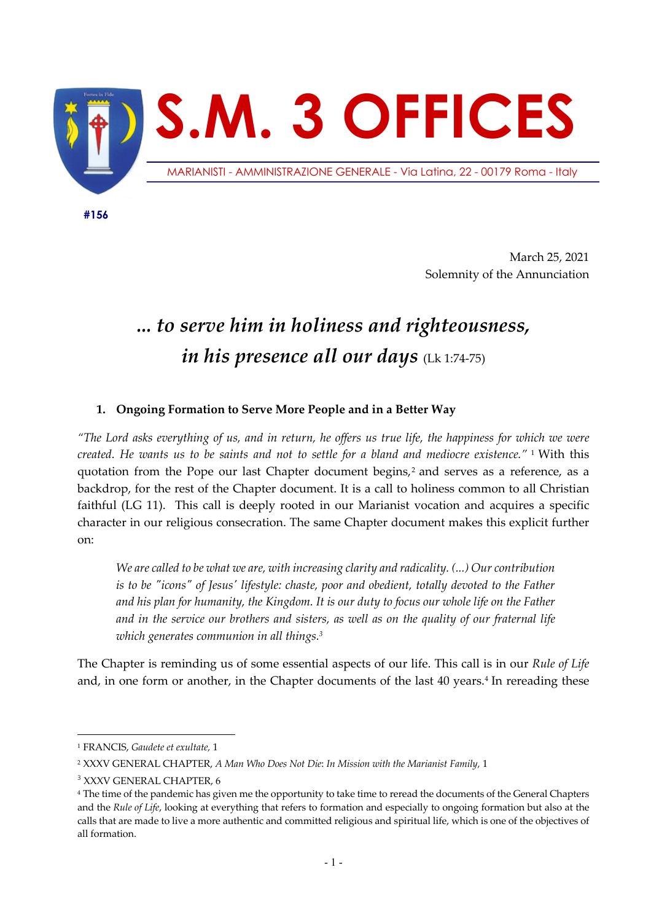# S.M. 3 OFFICES

MARIANISTI - AMMINISTRAZIONE GENERALE - Via Latina, 22 - 00179 Roma - Italy

**#156**

March 25, 2021
Solemnity of the Annunciation

## *... to serve him in holiness and righteousness, in his presence all our days* (Lk 1:74-75)

### 1. Ongoing Formation to Serve More People and in a Better Way

*"The Lord asks everything of us, and in return, he offers us true life, the happiness for which we were created. He wants us to be saints and not to settle for a bland and mediocre existence."* [1] With this quotation from the Pope our last Chapter document begins,[2] and serves as a reference, as a backdrop, for the rest of the Chapter document. It is a call to holiness common to all Christian faithful (LG 11). This call is deeply rooted in our Marianist vocation and acquires a specific character in our religious consecration. The same Chapter document makes this explicit further on:

> *We are called to be what we are, with increasing clarity and radicality. (...) Our contribution is to be "icons" of Jesus' lifestyle: chaste, poor and obedient, totally devoted to the Father and his plan for humanity, the Kingdom. It is our duty to focus our whole life on the Father and in the service our brothers and sisters, as well as on the quality of our fraternal life which generates communion in all things.*[3]

The Chapter is reminding us of some essential aspects of our life. This call is in our *Rule of Life* and, in one form or another, in the Chapter documents of the last 40 years.[4] In rereading these

---

[1] FRANCIS, *Gaudete et exultate*, 1

[2] XXXV GENERAL CHAPTER, *A Man Who Does Not Die*: *In Mission with the Marianist Family*, 1

[3] XXXV GENERAL CHAPTER, 6

[4] The time of the pandemic has given me the opportunity to take time to reread the documents of the General Chapters and the *Rule of Life*, looking at everything that refers to formation and especially to ongoing formation but also at the calls that are made to live a more authentic and committed religious and spiritual life, which is one of the objectives of all formation.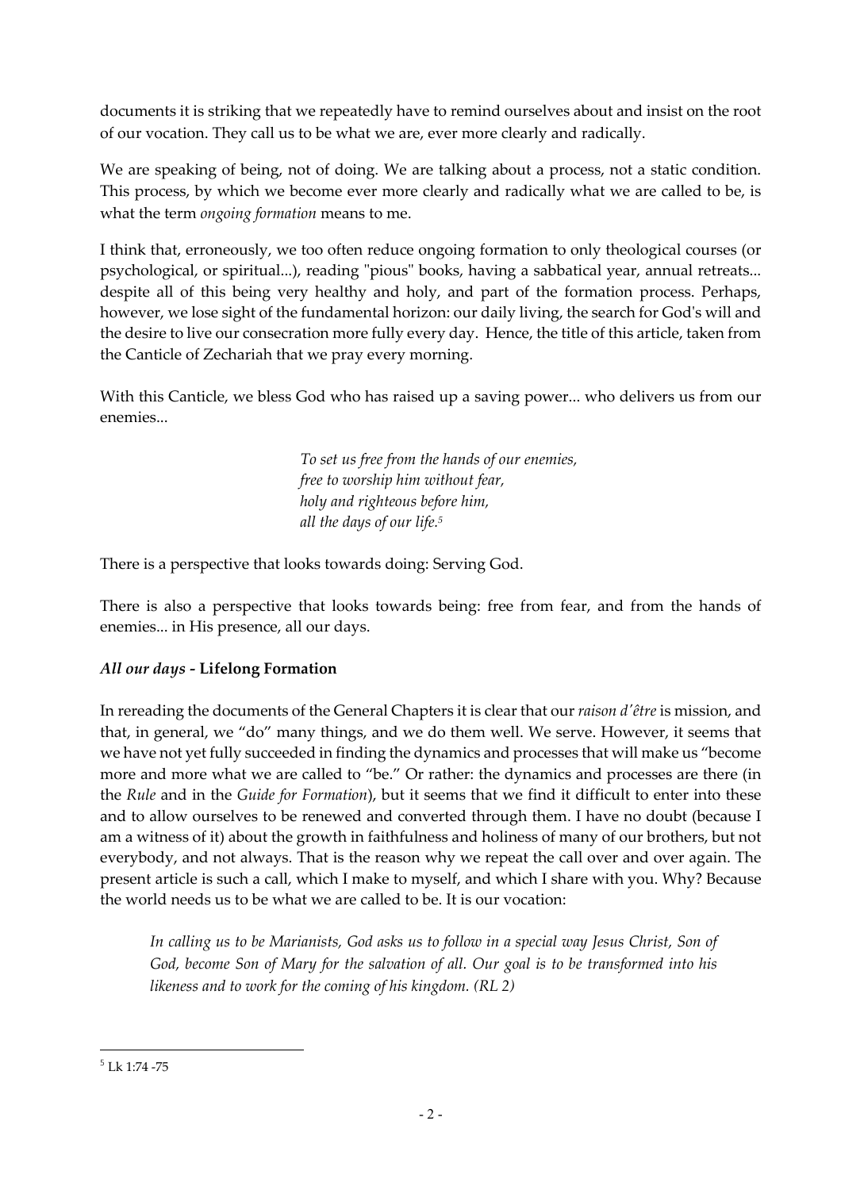documents it is striking that we repeatedly have to remind ourselves about and insist on the root of our vocation. They call us to be what we are, ever more clearly and radically.

We are speaking of being, not of doing. We are talking about a process, not a static condition. This process, by which we become ever more clearly and radically what we are called to be, is what the term *ongoing formation* means to me.

I think that, erroneously, we too often reduce ongoing formation to only theological courses (or psychological, or spiritual...), reading "pious" books, having a sabbatical year, annual retreats... despite all of this being very healthy and holy, and part of the formation process. Perhaps, however, we lose sight of the fundamental horizon: our daily living, the search for God's will and the desire to live our consecration more fully every day. Hence, the title of this article, taken from the Canticle of Zechariah that we pray every morning.

With this Canticle, we bless God who has raised up a saving power... who delivers us from our enemies...

> *To set us free from the hands of our enemies,*
> *free to worship him without fear,*
> *holy and righteous before him,*
> *all the days of our life.*[5]

There is a perspective that looks towards doing: Serving God.

There is also a perspective that looks towards being: free from fear, and from the hands of enemies... in His presence, all our days.

### *All our days* - **Lifelong Formation**

In rereading the documents of the General Chapters it is clear that our *raison d'être* is mission, and that, in general, we "do" many things, and we do them well. We serve. However, it seems that we have not yet fully succeeded in finding the dynamics and processes that will make us "become more and more what we are called to "be." Or rather: the dynamics and processes are there (in the *Rule* and in the *Guide for Formation*), but it seems that we find it difficult to enter into these and to allow ourselves to be renewed and converted through them. I have no doubt (because I am a witness of it) about the growth in faithfulness and holiness of many of our brothers, but not everybody, and not always. That is the reason why we repeat the call over and over again. The present article is such a call, which I make to myself, and which I share with you. Why? Because the world needs us to be what we are called to be. It is our vocation:

> *In calling us to be Marianists, God asks us to follow in a special way Jesus Christ, Son of God, become Son of Mary for the salvation of all. Our goal is to be transformed into his likeness and to work for the coming of his kingdom. (RL 2)*

---

[5] Lk 1:74 -75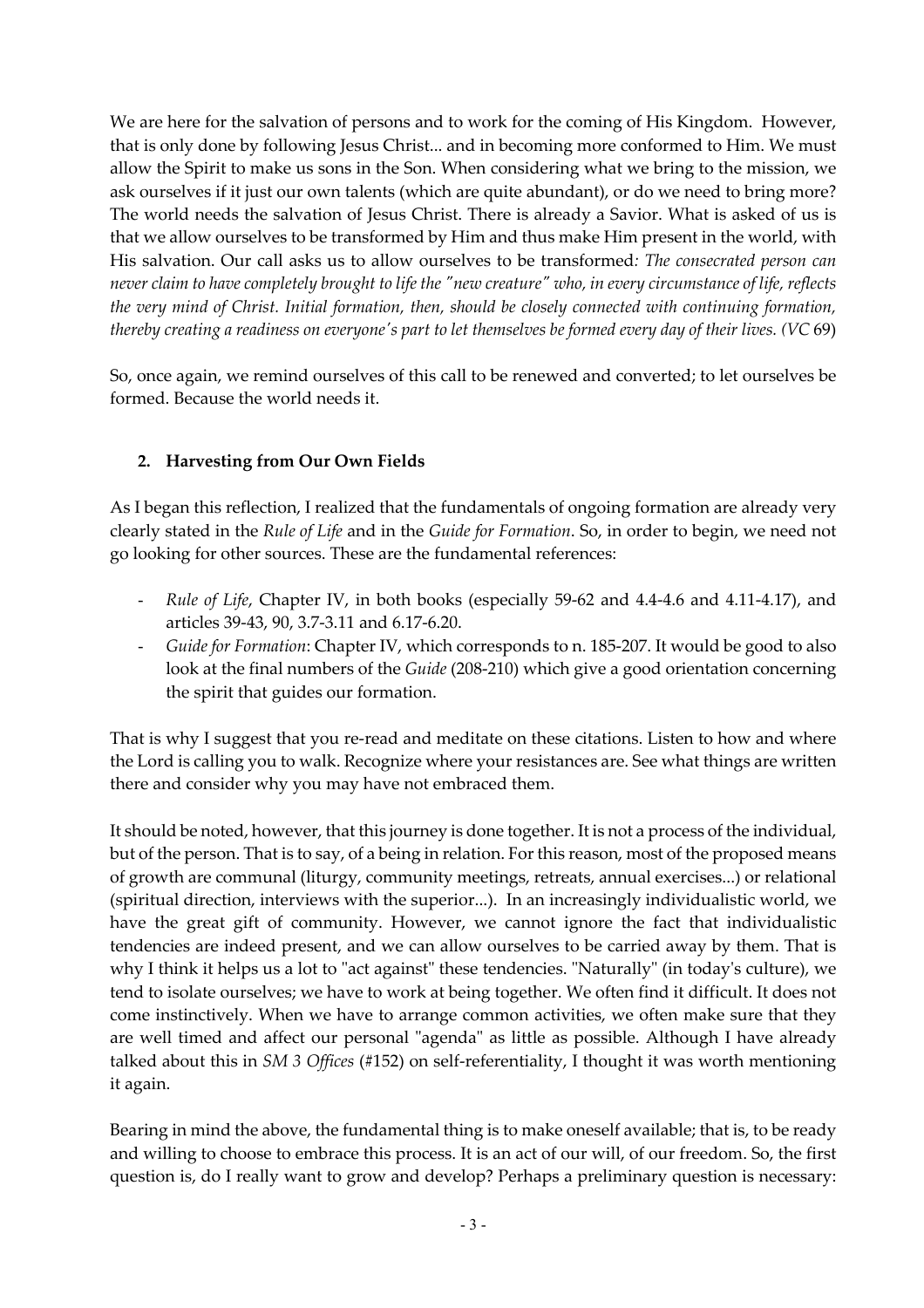We are here for the salvation of persons and to work for the coming of His Kingdom. However, that is only done by following Jesus Christ... and in becoming more conformed to Him. We must allow the Spirit to make us sons in the Son. When considering what we bring to the mission, we ask ourselves if it just our own talents (which are quite abundant), or do we need to bring more? The world needs the salvation of Jesus Christ. There is already a Savior. What is asked of us is that we allow ourselves to be transformed by Him and thus make Him present in the world, with His salvation. Our call asks us to allow ourselves to be transformed*: The consecrated person can never claim to have completely brought to life the "new creature" who, in every circumstance of life, reflects the very mind of Christ. Initial formation, then, should be closely connected with continuing formation, thereby creating a readiness on everyone's part to let themselves be formed every day of their lives. (VC* 69)

So, once again, we remind ourselves of this call to be renewed and converted; to let ourselves be formed. Because the world needs it.

## 2. Harvesting from Our Own Fields

As I began this reflection, I realized that the fundamentals of ongoing formation are already very clearly stated in the *Rule of Life* and in the *Guide for Formation*. So, in order to begin, we need not go looking for other sources. These are the fundamental references:

- *Rule of Life*, Chapter IV, in both books (especially 59-62 and 4.4-4.6 and 4.11-4.17), and articles 39-43, 90, 3.7-3.11 and 6.17-6.20.
- *Guide for Formation*: Chapter IV, which corresponds to n. 185-207. It would be good to also look at the final numbers of the *Guide* (208-210) which give a good orientation concerning the spirit that guides our formation.

That is why I suggest that you re-read and meditate on these citations. Listen to how and where the Lord is calling you to walk. Recognize where your resistances are. See what things are written there and consider why you may have not embraced them.

It should be noted, however, that this journey is done together. It is not a process of the individual, but of the person. That is to say, of a being in relation. For this reason, most of the proposed means of growth are communal (liturgy, community meetings, retreats, annual exercises...) or relational (spiritual direction, interviews with the superior...). In an increasingly individualistic world, we have the great gift of community. However, we cannot ignore the fact that individualistic tendencies are indeed present, and we can allow ourselves to be carried away by them. That is why I think it helps us a lot to "act against" these tendencies. "Naturally" (in today's culture), we tend to isolate ourselves; we have to work at being together. We often find it difficult. It does not come instinctively. When we have to arrange common activities, we often make sure that they are well timed and affect our personal "agenda" as little as possible. Although I have already talked about this in *SM 3 Offices* (#152) on self-referentiality, I thought it was worth mentioning it again.

Bearing in mind the above, the fundamental thing is to make oneself available; that is, to be ready and willing to choose to embrace this process. It is an act of our will, of our freedom. So, the first question is, do I really want to grow and develop? Perhaps a preliminary question is necessary: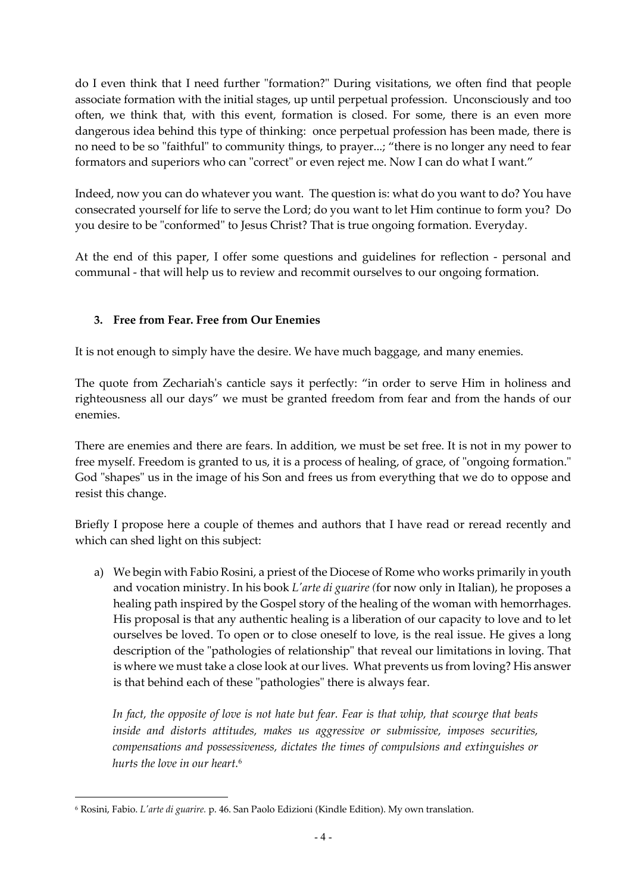do I even think that I need further "formation?" During visitations, we often find that people associate formation with the initial stages, up until perpetual profession. Unconsciously and too often, we think that, with this event, formation is closed. For some, there is an even more dangerous idea behind this type of thinking: once perpetual profession has been made, there is no need to be so "faithful" to community things, to prayer...; "there is no longer any need to fear formators and superiors who can "correct" or even reject me. Now I can do what I want."

Indeed, now you can do whatever you want. The question is: what do you want to do? You have consecrated yourself for life to serve the Lord; do you want to let Him continue to form you? Do you desire to be "conformed" to Jesus Christ? That is true ongoing formation. Everyday.

At the end of this paper, I offer some questions and guidelines for reflection - personal and communal - that will help us to review and recommit ourselves to our ongoing formation.

### 3. Free from Fear. Free from Our Enemies

It is not enough to simply have the desire. We have much baggage, and many enemies.

The quote from Zechariah's canticle says it perfectly: "in order to serve Him in holiness and righteousness all our days" we must be granted freedom from fear and from the hands of our enemies.

There are enemies and there are fears. In addition, we must be set free. It is not in my power to free myself. Freedom is granted to us, it is a process of healing, of grace, of "ongoing formation." God "shapes" us in the image of his Son and frees us from everything that we do to oppose and resist this change.

Briefly I propose here a couple of themes and authors that I have read or reread recently and which can shed light on this subject:

a) We begin with Fabio Rosini, a priest of the Diocese of Rome who works primarily in youth and vocation ministry. In his book *L'arte di guarire (*for now only in Italian), he proposes a healing path inspired by the Gospel story of the healing of the woman with hemorrhages. His proposal is that any authentic healing is a liberation of our capacity to love and to let ourselves be loved. To open or to close oneself to love, is the real issue. He gives a long description of the "pathologies of relationship" that reveal our limitations in loving. That is where we must take a close look at our lives. What prevents us from loving? His answer is that behind each of these "pathologies" there is always fear.

   *In fact, the opposite of love is not hate but fear. Fear is that whip, that scourge that beats inside and distorts attitudes, makes us aggressive or submissive, imposes securities, compensations and possessiveness, dictates the times of compulsions and extinguishes or hurts the love in our heart.*[6]

---

[6] Rosini, Fabio. *L'arte di guarire.* p. 46. San Paolo Edizioni (Kindle Edition). My own translation.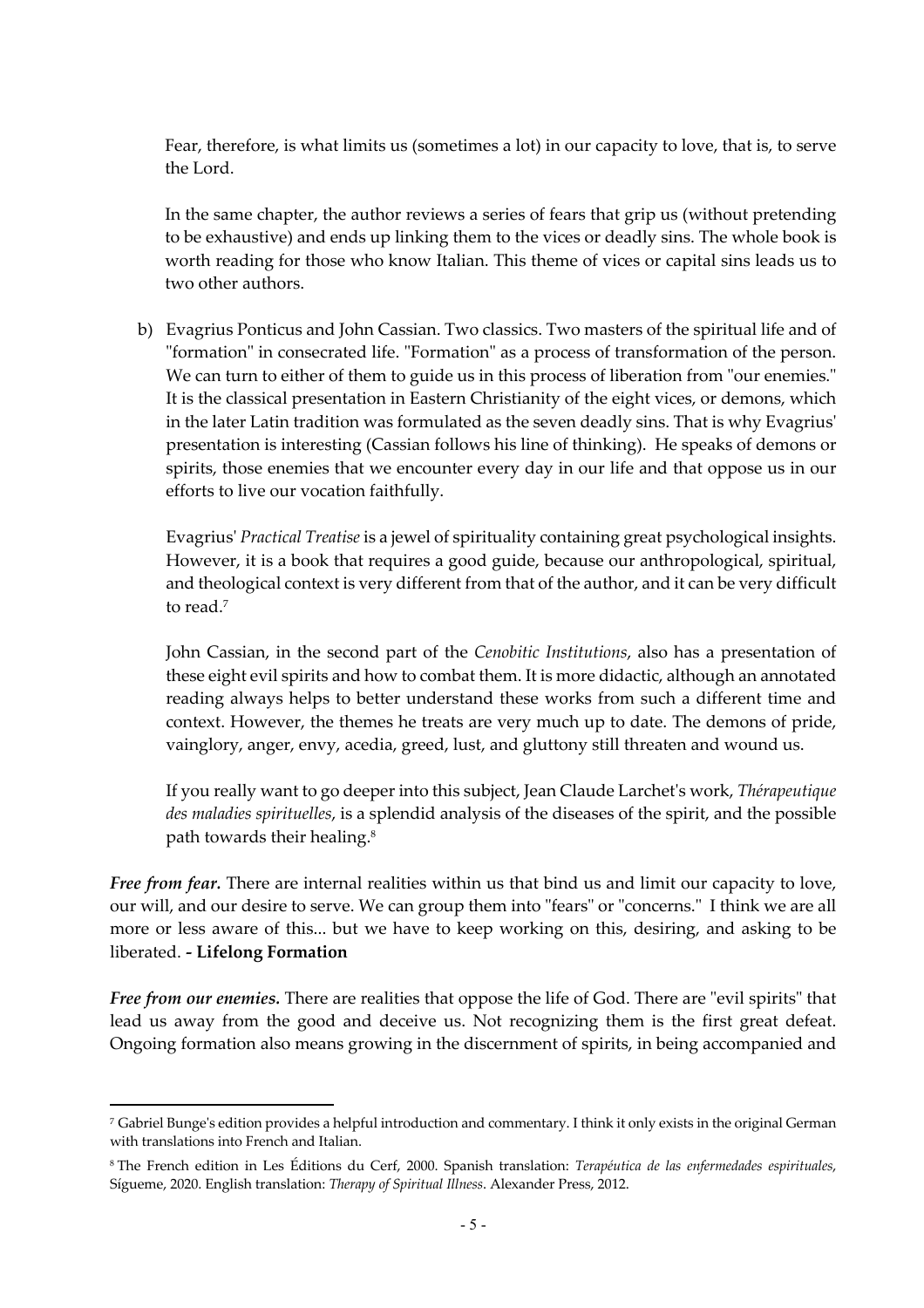Fear, therefore, is what limits us (sometimes a lot) in our capacity to love, that is, to serve the Lord.

In the same chapter, the author reviews a series of fears that grip us (without pretending to be exhaustive) and ends up linking them to the vices or deadly sins. The whole book is worth reading for those who know Italian. This theme of vices or capital sins leads us to two other authors.

b) Evagrius Ponticus and John Cassian. Two classics. Two masters of the spiritual life and of "formation" in consecrated life. "Formation" as a process of transformation of the person. We can turn to either of them to guide us in this process of liberation from "our enemies." It is the classical presentation in Eastern Christianity of the eight vices, or demons, which in the later Latin tradition was formulated as the seven deadly sins. That is why Evagrius' presentation is interesting (Cassian follows his line of thinking). He speaks of demons or spirits, those enemies that we encounter every day in our life and that oppose us in our efforts to live our vocation faithfully.

   Evagrius' *Practical Treatise* is a jewel of spirituality containing great psychological insights. However, it is a book that requires a good guide, because our anthropological, spiritual, and theological context is very different from that of the author, and it can be very difficult to read.[7]

   John Cassian, in the second part of the *Cenobitic Institutions*, also has a presentation of these eight evil spirits and how to combat them. It is more didactic, although an annotated reading always helps to better understand these works from such a different time and context. However, the themes he treats are very much up to date. The demons of pride, vainglory, anger, envy, acedia, greed, lust, and gluttony still threaten and wound us.

   If you really want to go deeper into this subject, Jean Claude Larchet's work, *Thérapeutique des maladies spirituelles*, is a splendid analysis of the diseases of the spirit, and the possible path towards their healing.[8]

***Free from fear.*** There are internal realities within us that bind us and limit our capacity to love, our will, and our desire to serve. We can group them into "fears" or "concerns." I think we are all more or less aware of this... but we have to keep working on this, desiring, and asking to be liberated. **- Lifelong Formation**

***Free from our enemies.*** There are realities that oppose the life of God. There are "evil spirits" that lead us away from the good and deceive us. Not recognizing them is the first great defeat. Ongoing formation also means growing in the discernment of spirits, in being accompanied and

---

[7] Gabriel Bunge's edition provides a helpful introduction and commentary. I think it only exists in the original German with translations into French and Italian.

[8] The French edition in Les Éditions du Cerf, 2000. Spanish translation: *Terapéutica de las enfermedades espirituales*, Sígueme, 2020. English translation: *Therapy of Spiritual Illness*. Alexander Press, 2012.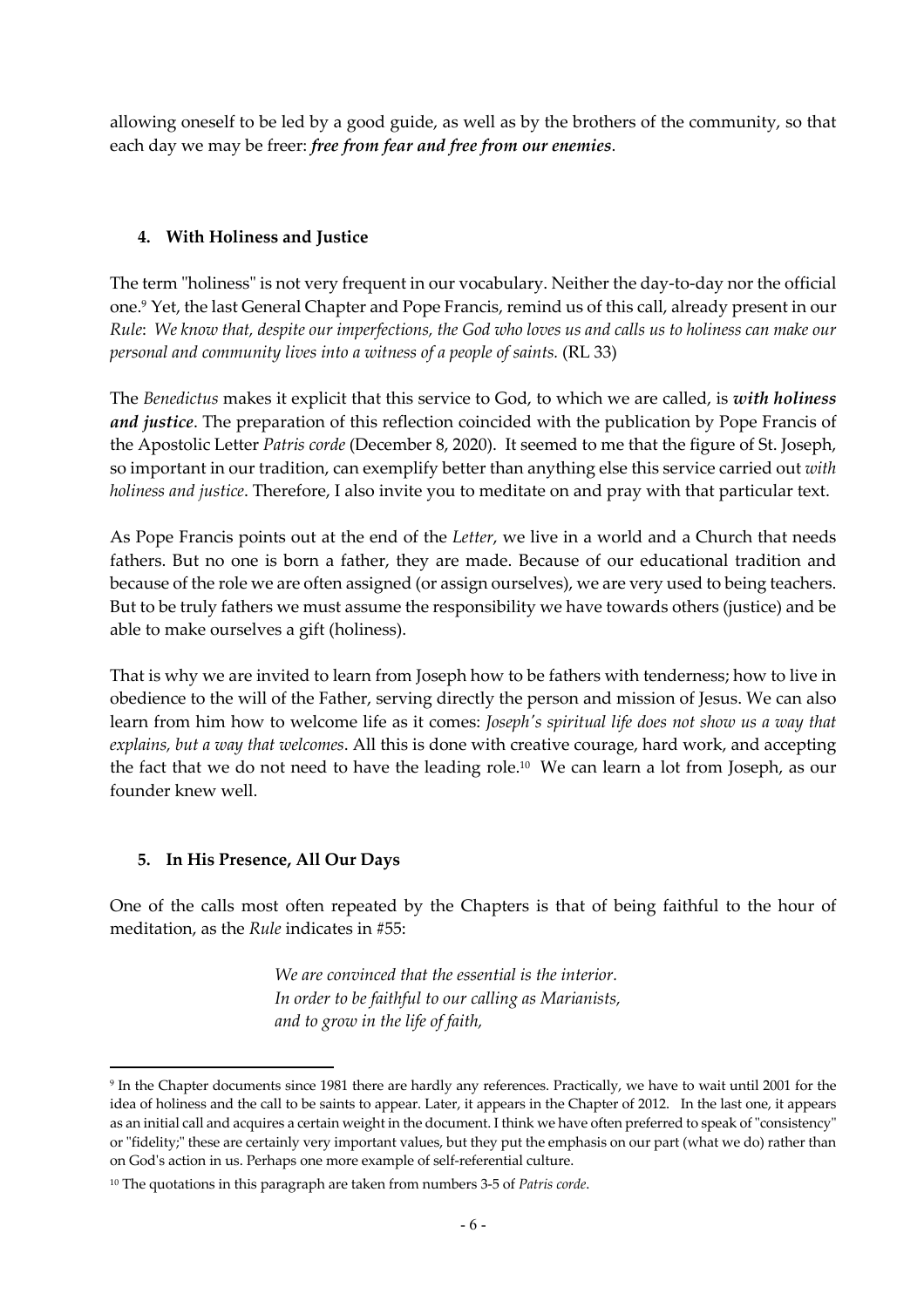allowing oneself to be led by a good guide, as well as by the brothers of the community, so that each day we may be freer: ***free from fear and free from our enemies***.

### 4. With Holiness and Justice

The term "holiness" is not very frequent in our vocabulary. Neither the day-to-day nor the official one.[9] Yet, the last General Chapter and Pope Francis, remind us of this call, already present in our *Rule*: *We know that, despite our imperfections, the God who loves us and calls us to holiness can make our personal and community lives into a witness of a people of saints.* (RL 33)

The *Benedictus* makes it explicit that this service to God, to which we are called, is ***with holiness and justice***. The preparation of this reflection coincided with the publication by Pope Francis of the Apostolic Letter *Patris corde* (December 8, 2020). It seemed to me that the figure of St. Joseph, so important in our tradition, can exemplify better than anything else this service carried out *with holiness and justice*. Therefore, I also invite you to meditate on and pray with that particular text.

As Pope Francis points out at the end of the *Letter*, we live in a world and a Church that needs fathers. But no one is born a father, they are made. Because of our educational tradition and because of the role we are often assigned (or assign ourselves), we are very used to being teachers. But to be truly fathers we must assume the responsibility we have towards others (justice) and be able to make ourselves a gift (holiness).

That is why we are invited to learn from Joseph how to be fathers with tenderness; how to live in obedience to the will of the Father, serving directly the person and mission of Jesus. We can also learn from him how to welcome life as it comes: *Joseph's spiritual life does not show us a way that explains, but a way that welcomes*. All this is done with creative courage, hard work, and accepting the fact that we do not need to have the leading role.[10] We can learn a lot from Joseph, as our founder knew well.

### 5. In His Presence, All Our Days

One of the calls most often repeated by the Chapters is that of being faithful to the hour of meditation, as the *Rule* indicates in #55:

> *We are convinced that the essential is the interior.*
> *In order to be faithful to our calling as Marianists,*
> *and to grow in the life of faith,*

---

[9] In the Chapter documents since 1981 there are hardly any references. Practically, we have to wait until 2001 for the idea of holiness and the call to be saints to appear. Later, it appears in the Chapter of 2012. In the last one, it appears as an initial call and acquires a certain weight in the document. I think we have often preferred to speak of "consistency" or "fidelity;" these are certainly very important values, but they put the emphasis on our part (what we do) rather than on God's action in us. Perhaps one more example of self-referential culture.

[10] The quotations in this paragraph are taken from numbers 3-5 of *Patris corde*.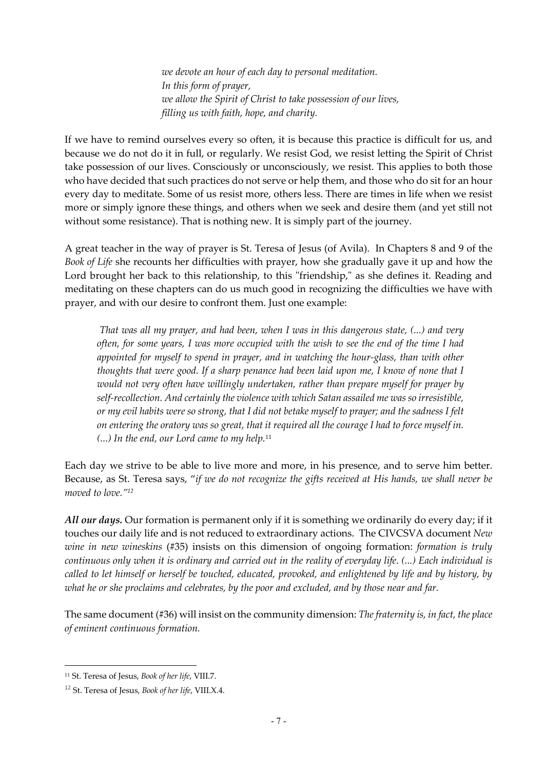*we devote an hour of each day to personal meditation.*
*In this form of prayer,*
*we allow the Spirit of Christ to take possession of our lives,*
*filling us with faith, hope, and charity.*

If we have to remind ourselves every so often, it is because this practice is difficult for us, and because we do not do it in full, or regularly. We resist God, we resist letting the Spirit of Christ take possession of our lives. Consciously or unconsciously, we resist. This applies to both those who have decided that such practices do not serve or help them, and those who do sit for an hour every day to meditate. Some of us resist more, others less. There are times in life when we resist more or simply ignore these things, and others when we seek and desire them (and yet still not without some resistance). That is nothing new. It is simply part of the journey.

A great teacher in the way of prayer is St. Teresa of Jesus (of Avila). In Chapters 8 and 9 of the *Book of Life* she recounts her difficulties with prayer, how she gradually gave it up and how the Lord brought her back to this relationship, to this "friendship," as she defines it. Reading and meditating on these chapters can do us much good in recognizing the difficulties we have with prayer, and with our desire to confront them. Just one example:

> *That was all my prayer, and had been, when I was in this dangerous state, (...) and very often, for some years, I was more occupied with the wish to see the end of the time I had appointed for myself to spend in prayer, and in watching the hour-glass, than with other thoughts that were good. If a sharp penance had been laid upon me, I know of none that I would not very often have willingly undertaken, rather than prepare myself for prayer by self-recollection. And certainly the violence with which Satan assailed me was so irresistible, or my evil habits were so strong, that I did not betake myself to prayer; and the sadness I felt on entering the oratory was so great, that it required all the courage I had to force myself in. (...) In the end, our Lord came to my help.*[11]

Each day we strive to be able to live more and more, in his presence, and to serve him better. Because, as St. Teresa says, "*if we do not recognize the gifts received at His hands, we shall never be moved to love.*"[12]

***All our days.*** Our formation is permanent only if it is something we ordinarily do every day; if it touches our daily life and is not reduced to extraordinary actions. The CIVCSVA document *New wine in new wineskins* (#35) insists on this dimension of ongoing formation: *formation is truly continuous only when it is ordinary and carried out in the reality of everyday life. (...) Each individual is called to let himself or herself be touched, educated, provoked, and enlightened by life and by history, by what he or she proclaims and celebrates, by the poor and excluded, and by those near and far.*

The same document (#36) will insist on the community dimension: *The fraternity is, in fact, the place of eminent continuous formation.*

---

[11] St. Teresa of Jesus, *Book of her life*, VIII.7.

[12] St. Teresa of Jesus, *Book of her life*, VIII.X.4.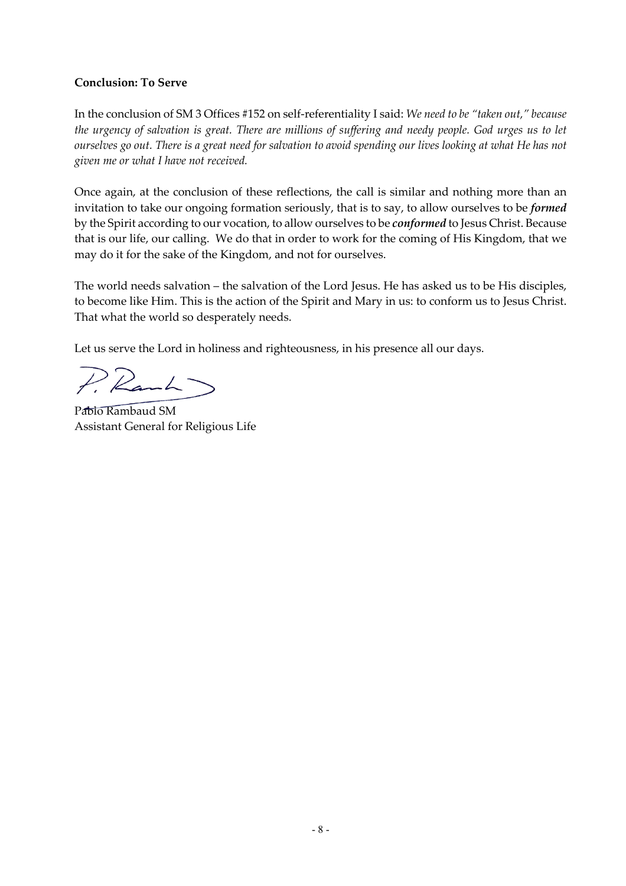**Conclusion: To Serve**

In the conclusion of SM 3 Offices #152 on self-referentiality I said: *We need to be "taken out," because the urgency of salvation is great. There are millions of suffering and needy people. God urges us to let ourselves go out. There is a great need for salvation to avoid spending our lives looking at what He has not given me or what I have not received.*

Once again, at the conclusion of these reflections, the call is similar and nothing more than an invitation to take our ongoing formation seriously, that is to say, to allow ourselves to be ***formed*** by the Spirit according to our vocation, to allow ourselves to be ***conformed*** to Jesus Christ. Because that is our life, our calling. We do that in order to work for the coming of His Kingdom, that we may do it for the sake of the Kingdom, and not for ourselves.

The world needs salvation – the salvation of the Lord Jesus. He has asked us to be His disciples, to become like Him. This is the action of the Spirit and Mary in us: to conform us to Jesus Christ. That what the world so desperately needs.

Let us serve the Lord in holiness and righteousness, in his presence all our days.

Pablo Rambaud SM
Assistant General for Religious Life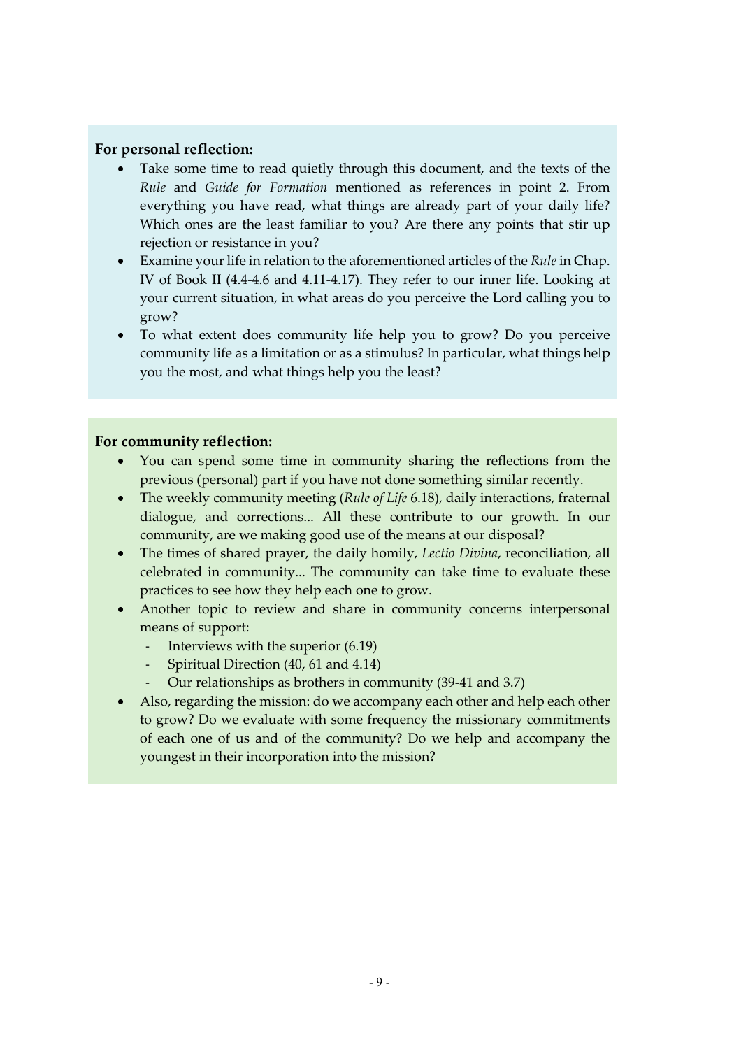**For personal reflection:**

- Take some time to read quietly through this document, and the texts of the *Rule* and *Guide for Formation* mentioned as references in point 2. From everything you have read, what things are already part of your daily life? Which ones are the least familiar to you? Are there any points that stir up rejection or resistance in you?
- Examine your life in relation to the aforementioned articles of the *Rule* in Chap. IV of Book II (4.4-4.6 and 4.11-4.17). They refer to our inner life. Looking at your current situation, in what areas do you perceive the Lord calling you to grow?
- To what extent does community life help you to grow? Do you perceive community life as a limitation or as a stimulus? In particular, what things help you the most, and what things help you the least?

**For community reflection:**

- You can spend some time in community sharing the reflections from the previous (personal) part if you have not done something similar recently.
- The weekly community meeting (*Rule of Life* 6.18), daily interactions, fraternal dialogue, and corrections... All these contribute to our growth. In our community, are we making good use of the means at our disposal?
- The times of shared prayer, the daily homily, *Lectio Divina*, reconciliation, all celebrated in community... The community can take time to evaluate these practices to see how they help each one to grow.
- Another topic to review and share in community concerns interpersonal means of support:
  - Interviews with the superior (6.19)
  - Spiritual Direction (40, 61 and 4.14)
  - Our relationships as brothers in community (39-41 and 3.7)
- Also, regarding the mission: do we accompany each other and help each other to grow? Do we evaluate with some frequency the missionary commitments of each one of us and of the community? Do we help and accompany the youngest in their incorporation into the mission?